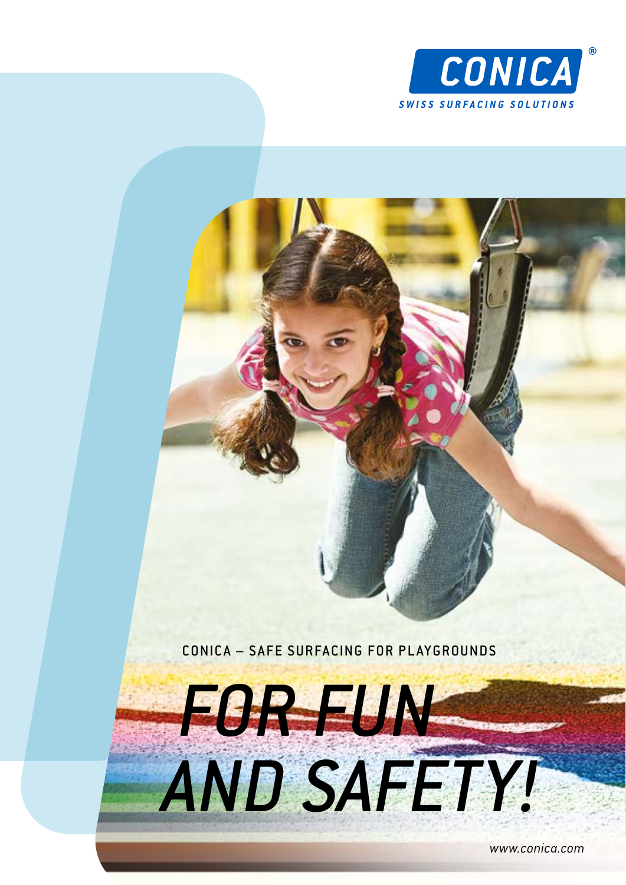CONICA®

SWISS SURFACING SOLUTIONS

CONICA – SAFE SURFACING FOR PLAYGROUNDS

# *FOR FUN AND SAFETY!*

*www.conica.com*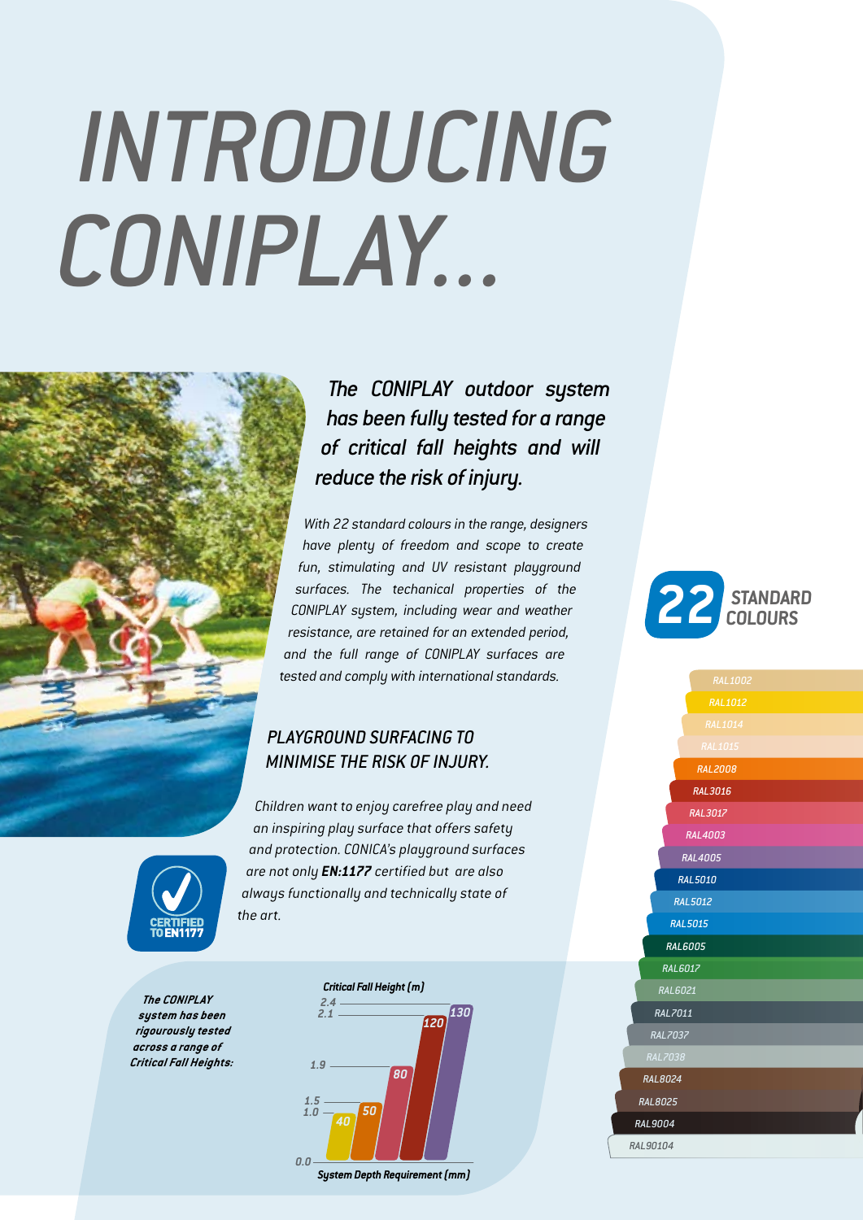# INTRODUCING CONIPLAY...

*The CONIPLAY outdoor system has been fully tested for a range of critical fall heights and will reduce the risk of injury.*

*With 22 standard colours in the range, designers have plenty of freedom and scope to create fun, stimulating and UV resistant playground surfaces. The techanical properties of the CONIPLAY system, including wear and weather resistance, are retained for an extended period, and the full range of CONIPLAY surfaces are tested and comply with international standards.*

## PLAYGROUND SURFACING TO MINIMISE THE RISK OF INJURY.

*Children want to enjoy carefree play and need an inspiring play surface that offers safety and protection. CONICA's playground surfaces are not only **EN:1177** certified but are also always functionally and technically state of the art.*

CERTIFIED TO EN1177

*The CONIPLAY system has been rigourously tested across a range of Critical Fall Heights:*

Critical Fall Height (m)

2.4
2.1
1.9
1.5
1.0
0.0

40
50
80
120
130

System Depth Requirement (mm)

22 STANDARD COLOURS

RAL1002
RAL1012
RAL1014
RAL1015
RAL2008
RAL3016
RAL3017
RAL4003
RAL4005
RAL5010
RAL5012
RAL5015
RAL6005
RAL6017
RAL6021
RAL7011
RAL7037
RAL7038
RAL8024
RAL8025
RAL9004
RAL90104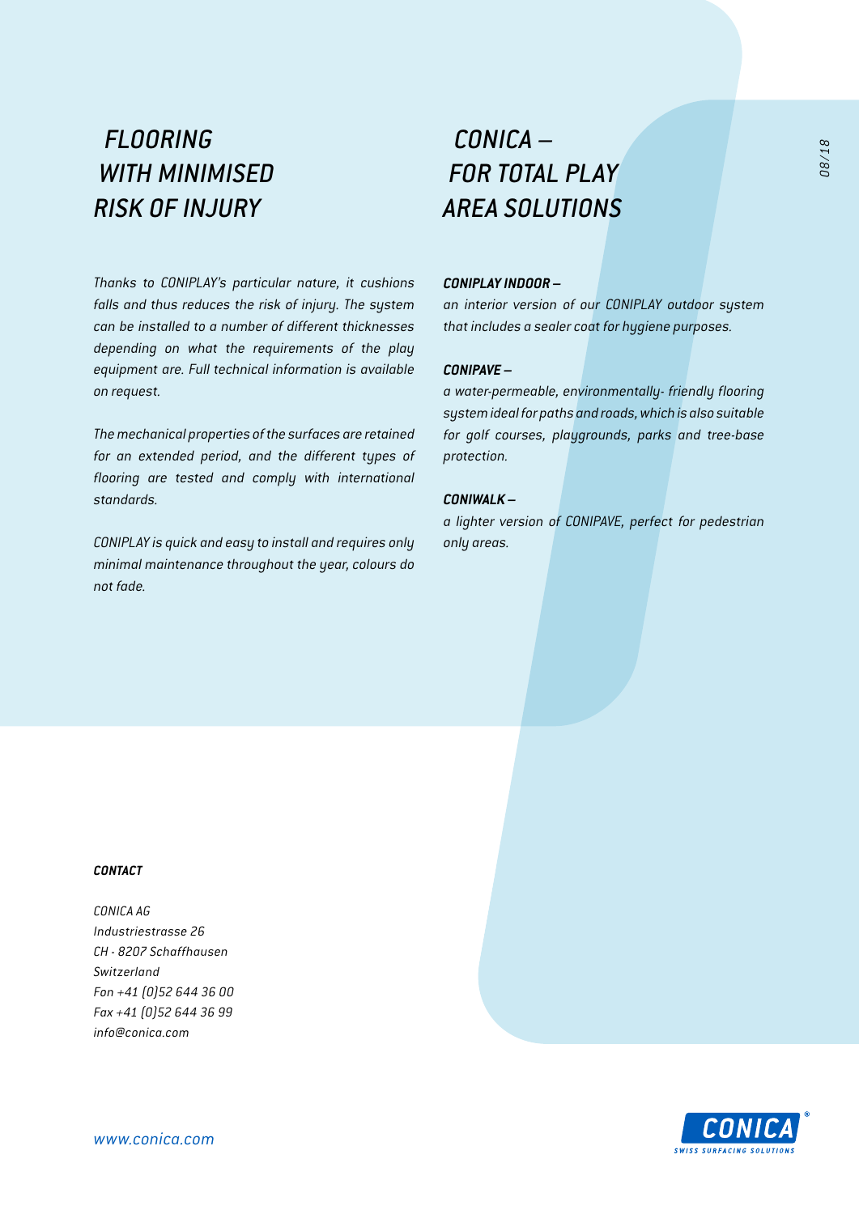## *FLOORING WITH MINIMISED RISK OF INJURY*

*Thanks to CONIPLAY's particular nature, it cushions falls and thus reduces the risk of injury. The system can be installed to a number of different thicknesses depending on what the requirements of the play equipment are. Full technical information is available on request.*

*The mechanical properties of the surfaces are retained for an extended period, and the different types of flooring are tested and comply with international standards.*

*CONIPLAY is quick and easy to install and requires only minimal maintenance throughout the year, colours do not fade.*

## *CONICA – FOR TOTAL PLAY AREA SOLUTIONS*

***CONIPLAY INDOOR –***
*an interior version of our CONIPLAY outdoor system that includes a sealer coat for hygiene purposes.*

***CONIPAVE –***
*a water-permeable, environmentally- friendly flooring system ideal for paths and roads, which is also suitable for golf courses, playgrounds, parks and tree-base protection.*

***CONIWALK –***
*a lighter version of CONIPAVE, perfect for pedestrian only areas.*

***CONTACT***

*CONICA AG*
*Industriestrasse 26*
*CH - 8207 Schaffhausen*
*Switzerland*
*Fon +41 (0)52 644 36 00*
*Fax +41 (0)52 644 36 99*
*info@conica.com*

*www.conica.com*

CONICA®
SWISS SURFACING SOLUTIONS

08/18